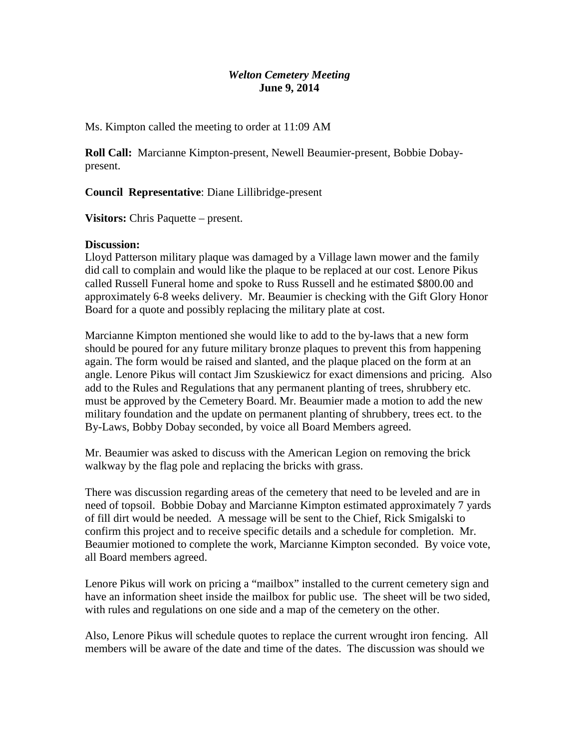***Welton Cemetery Meeting***
**June 9, 2014**

Ms. Kimpton called the meeting to order at 11:09 AM

**Roll Call:** Marcianne Kimpton-present, Newell Beaumier-present, Bobbie Dobay-present.

**Council Representative**: Diane Lillibridge-present

**Visitors:** Chris Paquette – present.

**Discussion:**
Lloyd Patterson military plaque was damaged by a Village lawn mower and the family did call to complain and would like the plaque to be replaced at our cost. Lenore Pikus called Russell Funeral home and spoke to Russ Russell and he estimated $800.00 and approximately 6-8 weeks delivery. Mr. Beaumier is checking with the Gift Glory Honor Board for a quote and possibly replacing the military plate at cost.

Marcianne Kimpton mentioned she would like to add to the by-laws that a new form should be poured for any future military bronze plaques to prevent this from happening again. The form would be raised and slanted, and the plaque placed on the form at an angle. Lenore Pikus will contact Jim Szuskiewicz for exact dimensions and pricing. Also add to the Rules and Regulations that any permanent planting of trees, shrubbery etc. must be approved by the Cemetery Board. Mr. Beaumier made a motion to add the new military foundation and the update on permanent planting of shrubbery, trees ect. to the By-Laws, Bobby Dobay seconded, by voice all Board Members agreed.

Mr. Beaumier was asked to discuss with the American Legion on removing the brick walkway by the flag pole and replacing the bricks with grass.

There was discussion regarding areas of the cemetery that need to be leveled and are in need of topsoil. Bobbie Dobay and Marcianne Kimpton estimated approximately 7 yards of fill dirt would be needed. A message will be sent to the Chief, Rick Smigalski to confirm this project and to receive specific details and a schedule for completion. Mr. Beaumier motioned to complete the work, Marcianne Kimpton seconded. By voice vote, all Board members agreed.

Lenore Pikus will work on pricing a "mailbox" installed to the current cemetery sign and have an information sheet inside the mailbox for public use. The sheet will be two sided, with rules and regulations on one side and a map of the cemetery on the other.

Also, Lenore Pikus will schedule quotes to replace the current wrought iron fencing. All members will be aware of the date and time of the dates. The discussion was should we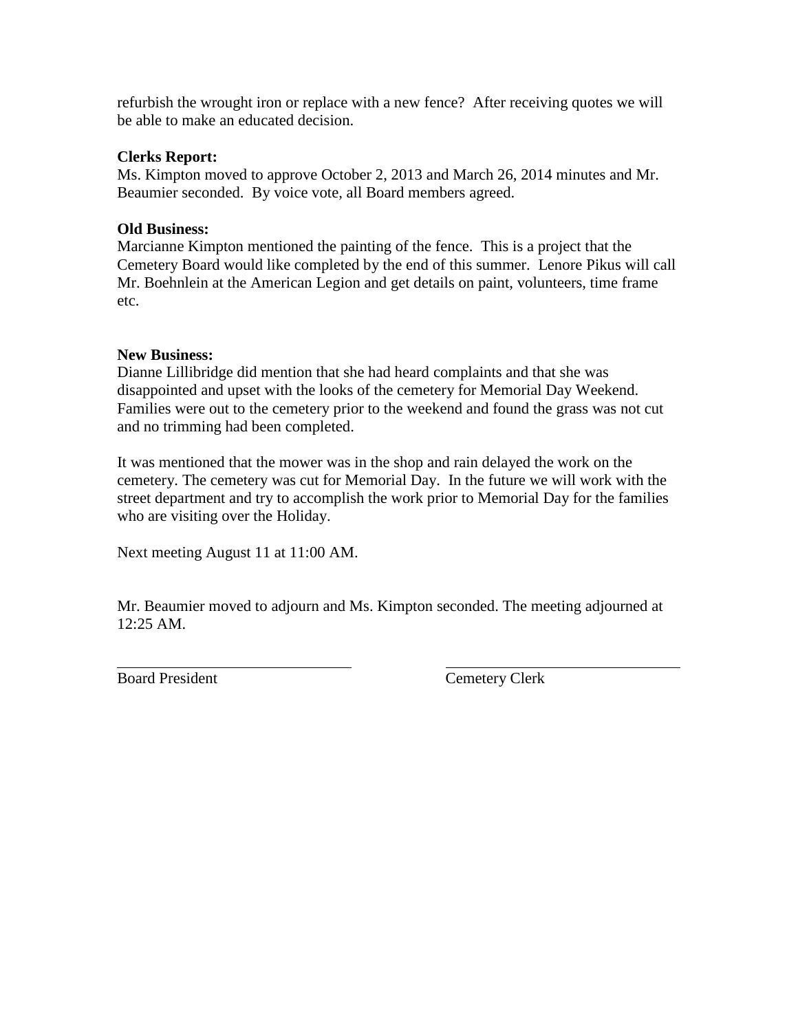refurbish the wrought iron or replace with a new fence? After receiving quotes we will be able to make an educated decision.

**Clerks Report:**
Ms. Kimpton moved to approve October 2, 2013 and March 26, 2014 minutes and Mr. Beaumier seconded. By voice vote, all Board members agreed.

**Old Business:**
Marcianne Kimpton mentioned the painting of the fence. This is a project that the Cemetery Board would like completed by the end of this summer. Lenore Pikus will call Mr. Boehnlein at the American Legion and get details on paint, volunteers, time frame etc.

**New Business:**
Dianne Lillibridge did mention that she had heard complaints and that she was disappointed and upset with the looks of the cemetery for Memorial Day Weekend. Families were out to the cemetery prior to the weekend and found the grass was not cut and no trimming had been completed.

It was mentioned that the mower was in the shop and rain delayed the work on the cemetery. The cemetery was cut for Memorial Day. In the future we will work with the street department and try to accomplish the work prior to Memorial Day for the families who are visiting over the Holiday.

Next meeting August 11 at 11:00 AM.

Mr. Beaumier moved to adjourn and Ms. Kimpton seconded. The meeting adjourned at 12:25 AM.

Board President

Cemetery Clerk